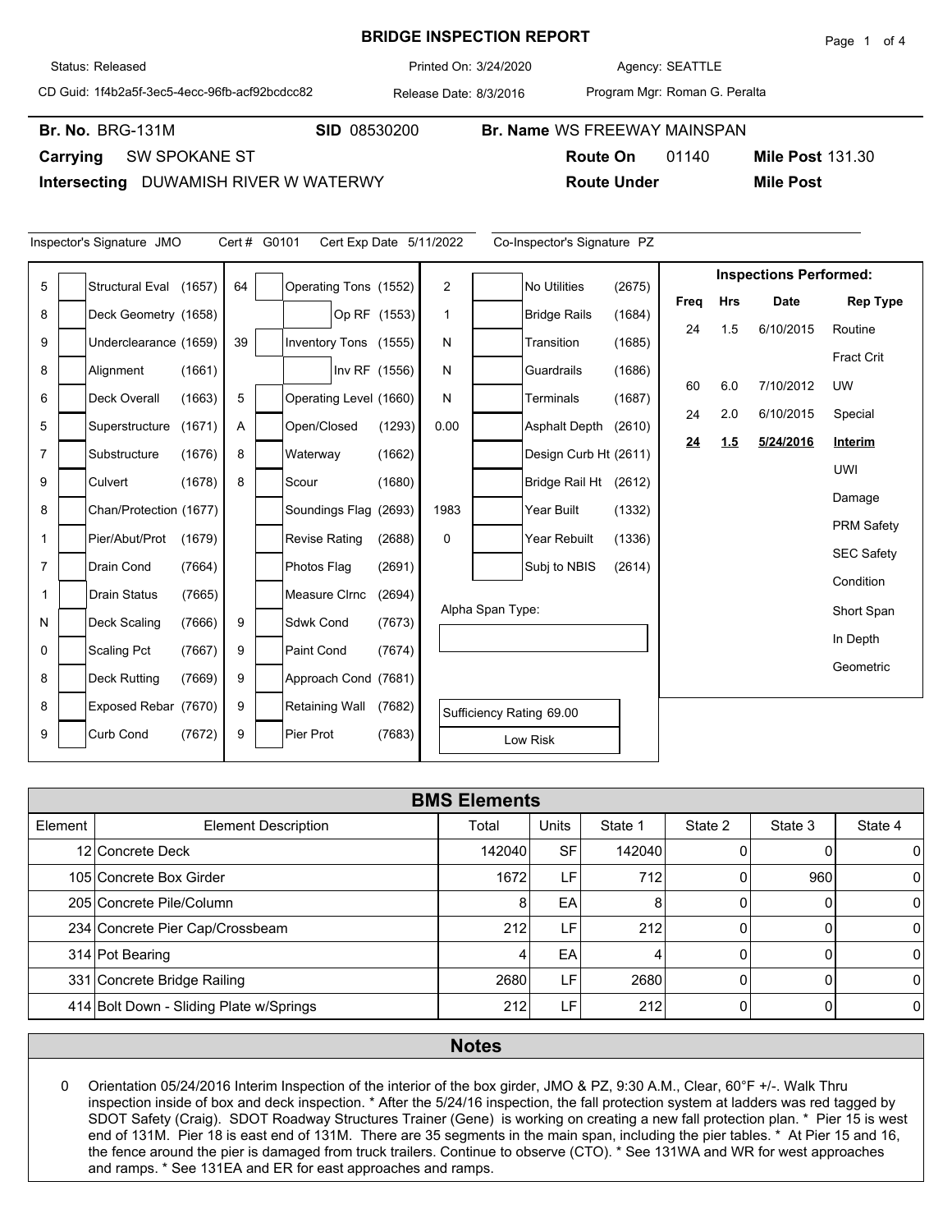# BRIDGE INSPECTION REPORT

Status: Released | Printed On: 3/24/2020 | Agency: SEATTLE

CD Guid: 1f4b2a5f-3ec5-4ecc-96fb-acf92bcdcc82 | Release Date: 8/3/2016 | Program Mgr: Roman G. Peralta

**Br. No.** BRG-131M | **SID** 08530200 | **Br. Name** WS FREEWAY MAINSPAN

**Carrying** SW SPOKANE ST | **Route On** 01140 | **Mile Post** 131.30

**Intersecting** DUWAMISH RIVER W WATERWY | **Route Under** | **Mile Post**

Inspector's Signature JMO | Cert # G0101 | Cert Exp Date 5/11/2022 | Co-Inspector's Signature PZ

| Value | Item | Code | Value | Item | Code | Value | Item | Code |
|---|---|---|---|---|---|---|---|---|
| 5 | Structural Eval | (1657) | 64 | Operating Tons | (1552) | 2 | No Utilities | (2675) |
| 8 | Deck Geometry | (1658) | | Op RF | (1553) | 1 | Bridge Rails | (1684) |
| 9 | Underclearance | (1659) | 39 | Inventory Tons | (1555) | N | Transition | (1685) |
| 8 | Alignment | (1661) | | Inv RF | (1556) | N | Guardrails | (1686) |
| 6 | Deck Overall | (1663) | 5 | Operating Level | (1660) | N | Terminals | (1687) |
| 5 | Superstructure | (1671) | A | Open/Closed | (1293) | 0.00 | Asphalt Depth | (2610) |
| 7 | Substructure | (1676) | 8 | Waterway | (1662) | | Design Curb Ht | (2611) |
| 9 | Culvert | (1678) | 8 | Scour | (1680) | | Bridge Rail Ht | (2612) |
| 8 | Chan/Protection | (1677) | | Soundings Flag | (2693) | 1983 | Year Built | (1332) |
| 1 | Pier/Abut/Prot | (1679) | | Revise Rating | (2688) | 0 | Year Rebuilt | (1336) |
| 7 | Drain Cond | (7664) | | Photos Flag | (2691) | | Subj to NBIS | (2614) |
| 1 | Drain Status | (7665) | | Measure Clrnc | (2694) | | | |
| N | Deck Scaling | (7666) | 9 | Sdwk Cond | (7673) | | | |
| 0 | Scaling Pct | (7667) | 9 | Paint Cond | (7674) | | | |
| 8 | Deck Rutting | (7669) | 9 | Approach Cond | (7681) | | | |
| 8 | Exposed Rebar | (7670) | 9 | Retaining Wall | (7682) | | | |
| 9 | Curb Cond | (7672) | 9 | Pier Prot | (7683) | | | |

Alpha Span Type:

Sufficiency Rating 69.00

Low Risk

**Inspections Performed:**

| Freq | Hrs | Date | Rep Type |
|---|---|---|---|
| 24 | 1.5 | 6/10/2015 | Routine |
| | | | Fract Crit |
| 60 | 6.0 | 7/10/2012 | UW |
| 24 | 2.0 | 6/10/2015 | Special |
| **24** | **1.5** | **5/24/2016** | **Interim** |
| | | | UWI |
| | | | Damage |
| | | | PRM Safety |
| | | | SEC Safety |
| | | | Condition |
| | | | Short Span |
| | | | In Depth |
| | | | Geometric |

## BMS Elements

| Element | Element Description | Total | Units | State 1 | State 2 | State 3 | State 4 |
|---|---|---|---|---|---|---|---|
| 12 | Concrete Deck | 142040 | SF | 142040 | 0 | 0 | 0 |
| 105 | Concrete Box Girder | 1672 | LF | 712 | 0 | 960 | 0 |
| 205 | Concrete Pile/Column | 8 | EA | 8 | 0 | 0 | 0 |
| 234 | Concrete Pier Cap/Crossbeam | 212 | LF | 212 | 0 | 0 | 0 |
| 314 | Pot Bearing | 4 | EA | 4 | 0 | 0 | 0 |
| 331 | Concrete Bridge Railing | 2680 | LF | 2680 | 0 | 0 | 0 |
| 414 | Bolt Down - Sliding Plate w/Springs | 212 | LF | 212 | 0 | 0 | 0 |

## Notes

0 Orientation 05/24/2016 Interim Inspection of the interior of the box girder, JMO & PZ, 9:30 A.M., Clear, 60°F +/-. Walk Thru inspection inside of box and deck inspection. * After the 5/24/16 inspection, the fall protection system at ladders was red tagged by SDOT Safety (Craig). SDOT Roadway Structures Trainer (Gene) is working on creating a new fall protection plan. * Pier 15 is west end of 131M. Pier 18 is east end of 131M. There are 35 segments in the main span, including the pier tables. * At Pier 15 and 16, the fence around the pier is damaged from truck trailers. Continue to observe (CTO). * See 131WA and WR for west approaches and ramps. * See 131EA and ER for east approaches and ramps.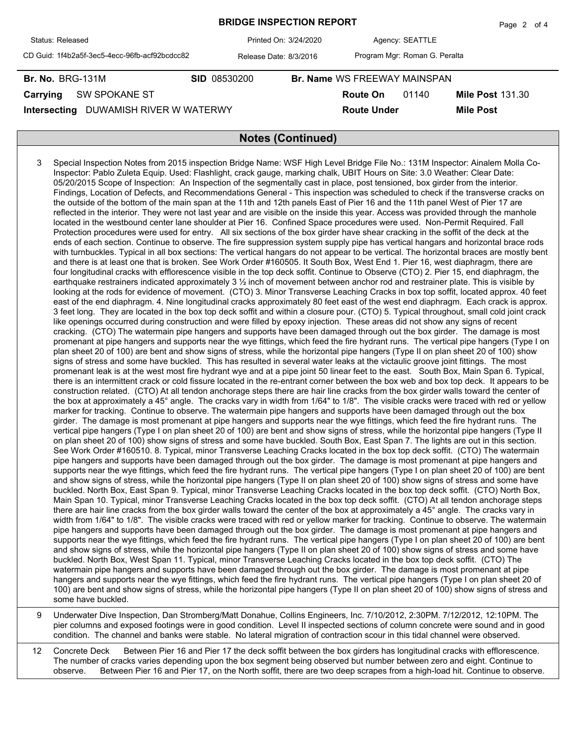**Br. No.** BRG-131M **SID** 08530200 **Br. Name** WS FREEWAY MAINSPAN

**Carrying** SW SPOKANE ST **Route On** 01140 **Mile Post** 131.30

**Intersecting** DUWAMISH RIVER W WATERWY **Route Under** **Mile Post**

## Notes (Continued)

| | |
|---|---|
| 3 | Special Inspection Notes from 2015 inspection Bridge Name: WSF High Level Bridge File No.: 131M Inspector: Ainalem Molla Co-Inspector: Pablo Zuleta Equip. Used: Flashlight, crack gauge, marking chalk, UBIT Hours on Site: 3.0 Weather: Clear Date: 05/20/2015 Scope of Inspection: An Inspection of the segmentally cast in place, post tensioned, box girder from the interior. Findings, Location of Defects, and Recommendations General - This inspection was scheduled to check if the transverse cracks on the outside of the bottom of the main span at the 11th and 12th panels East of Pier 16 and the 11th panel West of Pier 17 are reflected in the interior. They were not last year and are visible on the inside this year. Access was provided through the manhole located in the westbound center lane shoulder at Pier 16. Confined Space procedures were used. Non-Permit Required. Fall Protection procedures were used for entry. All six sections of the box girder have shear cracking in the soffit of the deck at the ends of each section. Continue to observe. The fire suppression system supply pipe has vertical hangars and horizontal brace rods with turnbuckles. Typical in all box sections: The vertical hangars do not appear to be vertical. The horizontal braces are mostly bent and there is at least one that is broken. See Work Order #160505. It South Box, West End 1. Pier 16, west diaphragm, there are four longitudinal cracks with efflorescence visible in the top deck soffit. Continue to Observe (CTO) 2. Pier 15, end diaphragm, the earthquake restrainers indicated approximately 3 ½ inch of movement between anchor rod and restrainer plate. This is visible by looking at the rods for evidence of movement. (CTO) 3. Minor Transverse Leaching Cracks in box top soffit, located approx. 40 feet east of the end diaphragm. 4. Nine longitudinal cracks approximately 80 feet east of the west end diaphragm. Each crack is approx. 3 feet long. They are located in the box top deck soffit and within a closure pour. (CTO) 5. Typical throughout, small cold joint crack like openings occurred during construction and were filled by epoxy injection. These areas did not show any signs of recent cracking. (CTO) The watermain pipe hangers and supports have been damaged through out the box girder. The damage is most promenant at pipe hangers and supports near the wye fittings, which feed the fire hydrant runs. The vertical pipe hangers (Type I on plan sheet 20 of 100) are bent and show signs of stress, while the horizontal pipe hangers (Type II on plan sheet 20 of 100) show signs of stress and some have buckled. This has resulted in several water leaks at the victaulic groove joint fittings. The most promenant leak is at the west most fire hydrant wye and at a pipe joint 50 linear feet to the east. South Box, Main Span 6. Typical, there is an intermittent crack or cold fissure located in the re-entrant corner between the box web and box top deck. It appears to be construction related. (CTO) At all tendon anchorage steps there are hair line cracks from the box girder walls toward the center of the box at approximately a 45° angle. The cracks vary in width from 1/64" to 1/8". The visible cracks were traced with red or yellow marker for tracking. Continue to observe. The watermain pipe hangers and supports have been damaged through out the box girder. The damage is most promenant at pipe hangers and supports near the wye fittings, which feed the fire hydrant runs. The vertical pipe hangers (Type I on plan sheet 20 of 100) are bent and show signs of stress, while the horizontal pipe hangers (Type II on plan sheet 20 of 100) show signs of stress and some have buckled. South Box, East Span 7. The lights are out in this section. See Work Order #160510. 8. Typical, minor Transverse Leaching Cracks located in the box top deck soffit. (CTO) The watermain pipe hangers and supports have been damaged through out the box girder. The damage is most promenant at pipe hangers and supports near the wye fittings, which feed the fire hydrant runs. The vertical pipe hangers (Type I on plan sheet 20 of 100) are bent and show signs of stress, while the horizontal pipe hangers (Type II on plan sheet 20 of 100) show signs of stress and some have buckled. North Box, East Span 9. Typical, minor Transverse Leaching Cracks located in the box top deck soffit. (CTO) North Box, Main Span 10. Typical, minor Transverse Leaching Cracks located in the box top deck soffit. (CTO) At all tendon anchorage steps there are hair line cracks from the box girder walls toward the center of the box at approximately a 45° angle. The cracks vary in width from 1/64" to 1/8". The visible cracks were traced with red or yellow marker for tracking. Continue to observe. The watermain pipe hangers and supports have been damaged through out the box girder. The damage is most promenant at pipe hangers and supports near the wye fittings, which feed the fire hydrant runs. The vertical pipe hangers (Type I on plan sheet 20 of 100) are bent and show signs of stress, while the horizontal pipe hangers (Type II on plan sheet 20 of 100) show signs of stress and some have buckled. North Box, West Span 11. Typical, minor Transverse Leaching Cracks located in the box top deck soffit. (CTO) The watermain pipe hangers and supports have been damaged through out the box girder. The damage is most promenant at pipe hangers and supports near the wye fittings, which feed the fire hydrant runs. The vertical pipe hangers (Type I on plan sheet 20 of 100) are bent and show signs of stress, while the horizontal pipe hangers (Type II on plan sheet 20 of 100) show signs of stress and some have buckled. |
| 9 | Underwater Dive Inspection, Dan Stromberg/Matt Donahue, Collins Engineers, Inc. 7/10/2012, 2:30PM. 7/12/2012, 12:10PM. The pier columns and exposed footings were in good condition. Level II inspected sections of column concrete were sound and in good condition. The channel and banks were stable. No lateral migration of contraction scour in this tidal channel were observed. |
| 12 | Concrete Deck Between Pier 16 and Pier 17 the deck soffit between the box girders has longitudinal cracks with efflorescence. The number of cracks varies depending upon the box segment being observed but number between zero and eight. Continue to observe. Between Pier 16 and Pier 17, on the North soffit, there are two deep scrapes from a high-load hit. Continue to observe. |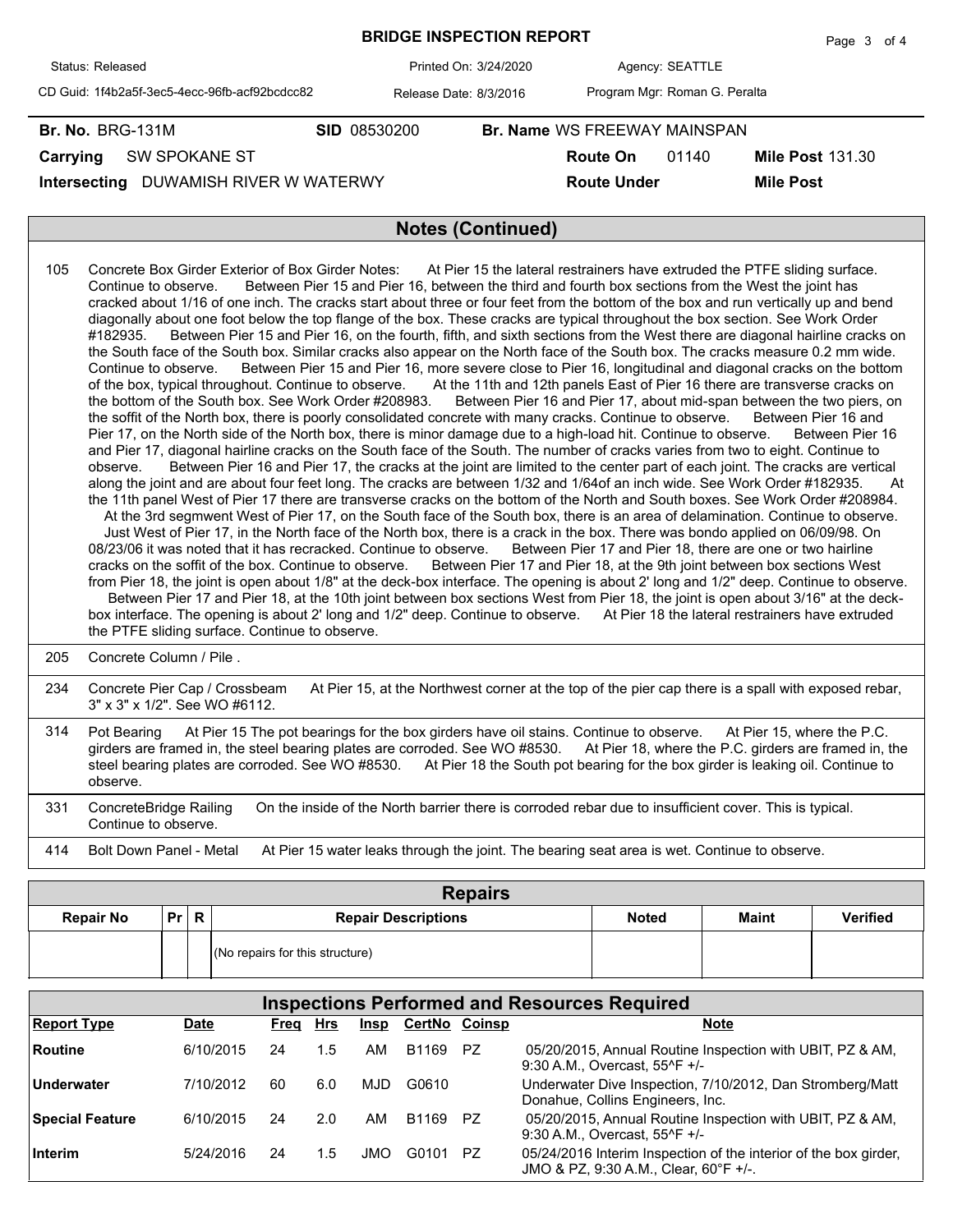# BRIDGE INSPECTION REPORT

Status: Released | Printed On: 3/24/2020 | Agency: SEATTLE

CD Guid: 1f4b2a5f-3ec5-4ecc-96fb-acf92bcdcc82 | Release Date: 8/3/2016 | Program Mgr: Roman G. Peralta

**Br. No.** BRG-131M | **SID** 08530200 | **Br. Name** WS FREEWAY MAINSPAN

**Carrying** SW SPOKANE ST | **Route On** 01140 | **Mile Post** 131.30

**Intersecting** DUWAMISH RIVER W WATERWY | **Route Under** | **Mile Post**

## Notes (Continued)

| | |
|---|---|
| 105 | Concrete Box Girder Exterior of Box Girder Notes: At Pier 15 the lateral restrainers have extruded the PTFE sliding surface. Continue to observe. Between Pier 15 and Pier 16, between the third and fourth box sections from the West the joint has cracked about 1/16 of one inch. The cracks start about three or four feet from the bottom of the box and run vertically up and bend diagonally about one foot below the top flange of the box. These cracks are typical throughout the box section. See Work Order #182935. Between Pier 15 and Pier 16, on the fourth, fifth, and sixth sections from the West there are diagonal hairline cracks on the South face of the South box. Similar cracks also appear on the North face of the South box. The cracks measure 0.2 mm wide. Continue to observe. Between Pier 15 and Pier 16, more severe close to Pier 16, longitudinal and diagonal cracks on the bottom of the box, typical throughout. Continue to observe. At the 11th and 12th panels East of Pier 16 there are transverse cracks on the bottom of the South box. See Work Order #208983. Between Pier 16 and Pier 17, about mid-span between the two piers, on the soffit of the North box, there is poorly consolidated concrete with many cracks. Continue to observe. Between Pier 16 and Pier 17, on the North side of the North box, there is minor damage due to a high-load hit. Continue to observe. Between Pier 16 and Pier 17, diagonal hairline cracks on the South face of the South. The number of cracks varies from two to eight. Continue to observe. Between Pier 16 and Pier 17, the cracks at the joint are limited to the center part of each joint. The cracks are vertical along the joint and are about four feet long. The cracks are between 1/32 and 1/64of an inch wide. See Work Order #182935. At the 11th panel West of Pier 17 there are transverse cracks on the bottom of the North and South boxes. See Work Order #208984. At the 3rd segmwent West of Pier 17, on the South face of the South box, there is an area of delamination. Continue to observe. Just West of Pier 17, in the North face of the North box, there is a crack in the box. There was bondo applied on 06/09/98. On 08/23/06 it was noted that it has recracked. Continue to observe. Between Pier 17 and Pier 18, there are one or two hairline cracks on the soffit of the box. Continue to observe. Between Pier 17 and Pier 18, at the 9th joint between box sections West from Pier 18, the joint is open about 1/8" at the deck-box interface. The opening is about 2' long and 1/2" deep. Continue to observe. Between Pier 17 and Pier 18, at the 10th joint between box sections West from Pier 18, the joint is open about 3/16" at the deck-box interface. The opening is about 2' long and 1/2" deep. Continue to observe. At Pier 18 the lateral restrainers have extruded the PTFE sliding surface. Continue to observe. |
| 205 | Concrete Column / Pile . |
| 234 | Concrete Pier Cap / Crossbeam At Pier 15, at the Northwest corner at the top of the pier cap there is a spall with exposed rebar, 3" x 3" x 1/2". See WO #6112. |
| 314 | Pot Bearing At Pier 15 The pot bearings for the box girders have oil stains. Continue to observe. At Pier 15, where the P.C. girders are framed in, the steel bearing plates are corroded. See WO #8530. At Pier 18, where the P.C. girders are framed in, the steel bearing plates are corroded. See WO #8530. At Pier 18 the South pot bearing for the box girder is leaking oil. Continue to observe. |
| 331 | ConcreteBridge Railing On the inside of the North barrier there is corroded rebar due to insufficient cover. This is typical. Continue to observe. |
| 414 | Bolt Down Panel - Metal At Pier 15 water leaks through the joint. The bearing seat area is wet. Continue to observe. |

## Repairs

| Repair No | Pr | R | Repair Descriptions | Noted | Maint | Verified |
|---|---|---|---|---|---|---|
| | | | (No repairs for this structure) | | | |

## Inspections Performed and Resources Required

| Report Type | Date | Freq | Hrs | Insp | CertNo | Coinsp | Note |
|---|---|---|---|---|---|---|---|
| Routine | 6/10/2015 | 24 | 1.5 | AM | B1169 | PZ | 05/20/2015, Annual Routine Inspection with UBIT, PZ & AM, 9:30 A.M., Overcast, 55^F +/- |
| Underwater | 7/10/2012 | 60 | 6.0 | MJD | G0610 | | Underwater Dive Inspection, 7/10/2012, Dan Stromberg/Matt Donahue, Collins Engineers, Inc. |
| Special Feature | 6/10/2015 | 24 | 2.0 | AM | B1169 | PZ | 05/20/2015, Annual Routine Inspection with UBIT, PZ & AM, 9:30 A.M., Overcast, 55^F +/- |
| Interim | 5/24/2016 | 24 | 1.5 | JMO | G0101 | PZ | 05/24/2016 Interim Inspection of the interior of the box girder, JMO & PZ, 9:30 A.M., Clear, 60°F +/-. |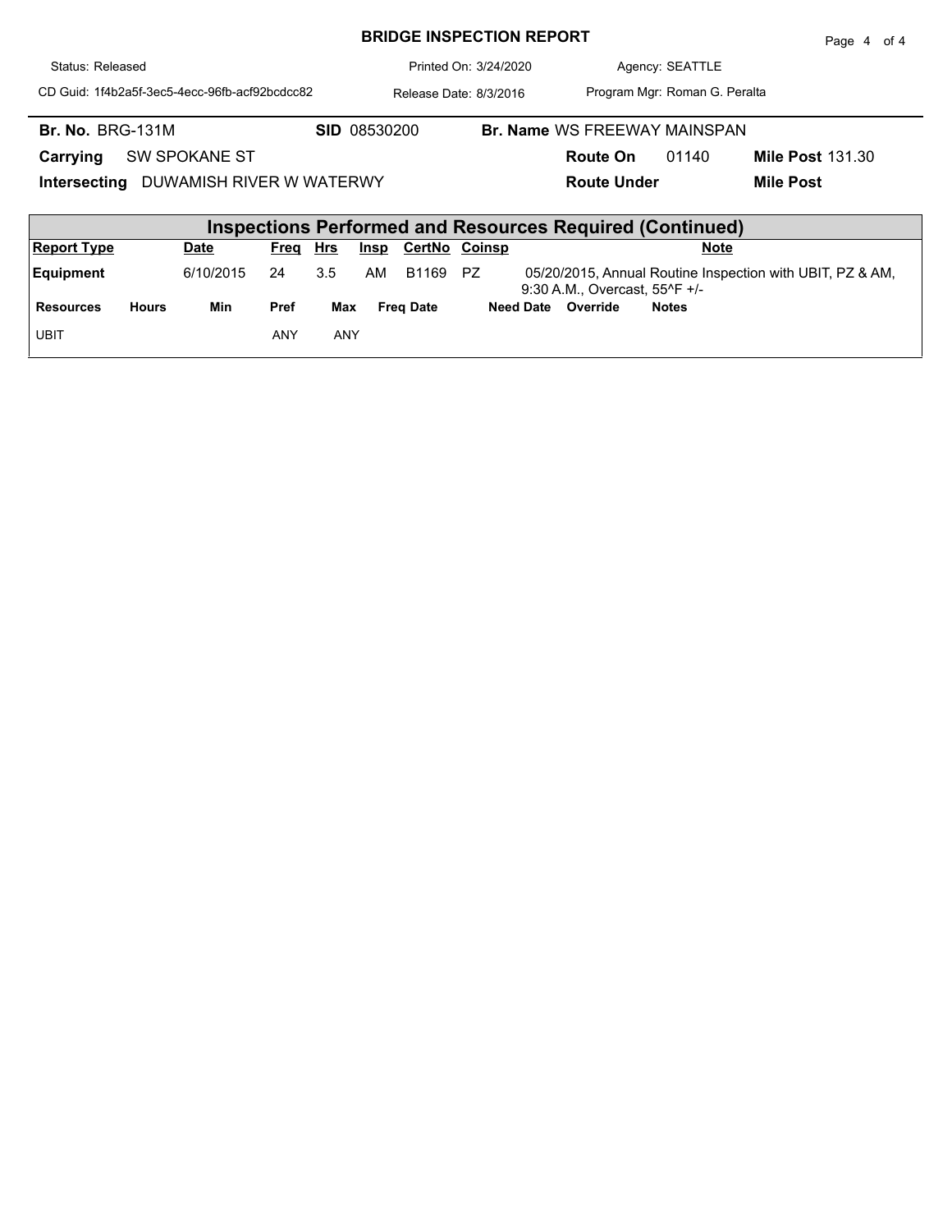# BRIDGE INSPECTION REPORT

Status: Released | Printed On: 3/24/2020 | Agency: SEATTLE

CD Guid: 1f4b2a5f-3ec5-4ecc-96fb-acf92bcdcc82 | Release Date: 8/3/2016 | Program Mgr: Roman G. Peralta

**Br. No.** BRG-131M **SID** 08530200 **Br. Name** WS FREEWAY MAINSPAN

**Carrying** SW SPOKANE ST **Route On** 01140 **Mile Post** 131.30

**Intersecting** DUWAMISH RIVER W WATERWY **Route Under** **Mile Post**

## Inspections Performed and Resources Required (Continued)

| Report Type | Date | Freq | Hrs | Insp | CertNo | Coinsp | Note |
|---|---|---|---|---|---|---|---|
| **Equipment** | 6/10/2015 | 24 | 3.5 | AM | B1169 | PZ | 05/20/2015, Annual Routine Inspection with UBIT, PZ & AM, 9:30 A.M., Overcast, 55^F +/- |

| Resources | Hours | Min | Pref | Max | Freq Date | Need Date | Override | Notes |
|---|---|---|---|---|---|---|---|---|
| UBIT | | | ANY | ANY | | | | |